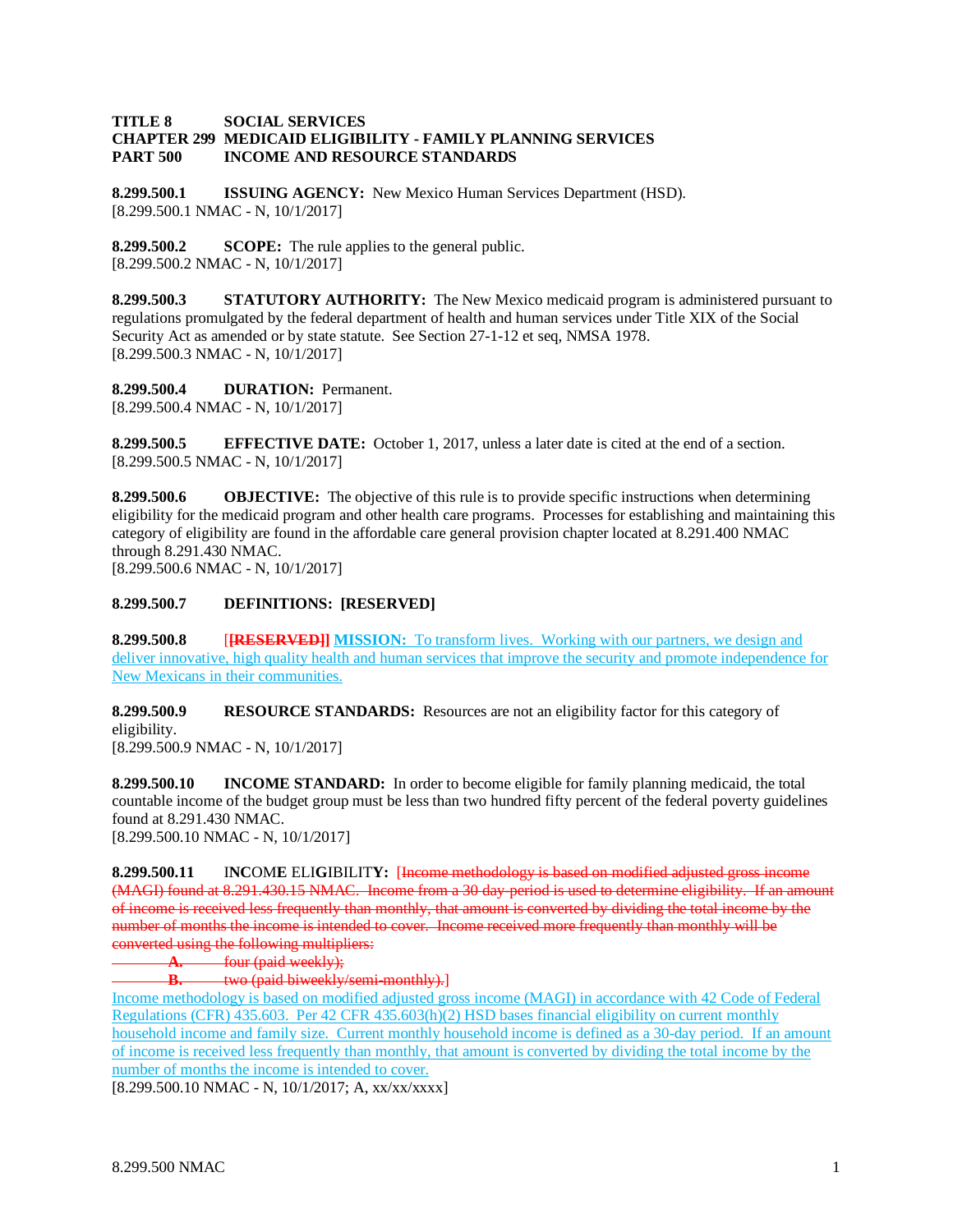**TITLE 8 SOCIAL SERVICES**
**CHAPTER 299 MEDICAID ELIGIBILITY - FAMILY PLANNING SERVICES**
**PART 500 INCOME AND RESOURCE STANDARDS**

**8.299.500.1 ISSUING AGENCY:** New Mexico Human Services Department (HSD).
[8.299.500.1 NMAC - N, 10/1/2017]

**8.299.500.2 SCOPE:** The rule applies to the general public.
[8.299.500.2 NMAC - N, 10/1/2017]

**8.299.500.3 STATUTORY AUTHORITY:** The New Mexico medicaid program is administered pursuant to regulations promulgated by the federal department of health and human services under Title XIX of the Social Security Act as amended or by state statute. See Section 27-1-12 et seq, NMSA 1978.
[8.299.500.3 NMAC - N, 10/1/2017]

**8.299.500.4 DURATION:** Permanent.
[8.299.500.4 NMAC - N, 10/1/2017]

**8.299.500.5 EFFECTIVE DATE:** October 1, 2017, unless a later date is cited at the end of a section.
[8.299.500.5 NMAC - N, 10/1/2017]

**8.299.500.6 OBJECTIVE:** The objective of this rule is to provide specific instructions when determining eligibility for the medicaid program and other health care programs. Processes for establishing and maintaining this category of eligibility are found in the affordable care general provision chapter located at 8.291.400 NMAC through 8.291.430 NMAC.
[8.299.500.6 NMAC - N, 10/1/2017]

**8.299.500.7 DEFINITIONS: [RESERVED]**

**8.299.500.8** [~~**[RESERVED]**~~] **MISSION:** To transform lives. Working with our partners, we design and deliver innovative, high quality health and human services that improve the security and promote independence for New Mexicans in their communities.

**8.299.500.9 RESOURCE STANDARDS:** Resources are not an eligibility factor for this category of eligibility.
[8.299.500.9 NMAC - N, 10/1/2017]

**8.299.500.10 INCOME STANDARD:** In order to become eligible for family planning medicaid, the total countable income of the budget group must be less than two hundred fifty percent of the federal poverty guidelines found at 8.291.430 NMAC.
[8.299.500.10 NMAC - N, 10/1/2017]

**8.299.500.11 INCOME ELIGIBILITY:** [~~Income methodology is based on modified adjusted gross income (MAGI) found at 8.291.430.15 NMAC. Income from a 30 day-period is used to determine eligibility. If an amount of income is received less frequently than monthly, that amount is converted by dividing the total income by the number of months the income is intended to cover. Income received more frequently than monthly will be converted using the following multipliers:~~

~~**A.** four (paid weekly);~~

~~**B.** two (paid biweekly/semi-monthly).~~]

Income methodology is based on modified adjusted gross income (MAGI) in accordance with 42 Code of Federal Regulations (CFR) 435.603. Per 42 CFR 435.603(h)(2) HSD bases financial eligibility on current monthly household income and family size. Current monthly household income is defined as a 30-day period. If an amount of income is received less frequently than monthly, that amount is converted by dividing the total income by the number of months the income is intended to cover.
[8.299.500.10 NMAC - N, 10/1/2017; A, xx/xx/xxxx]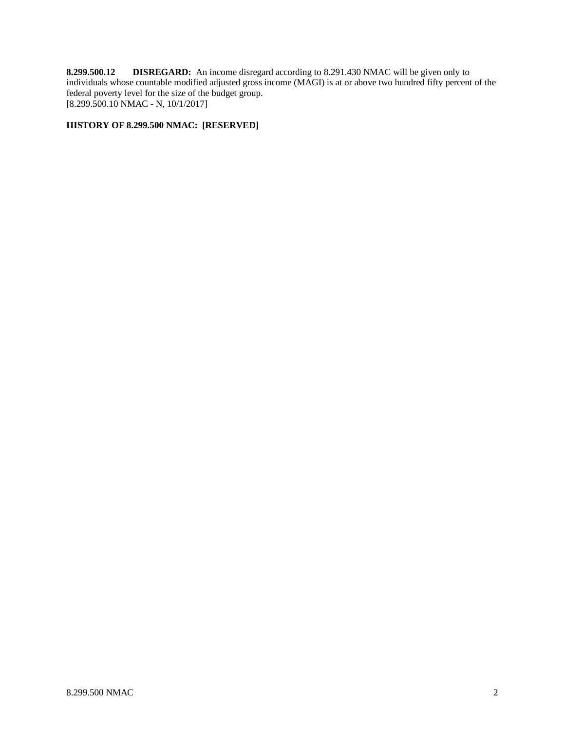**8.299.500.12 DISREGARD:** An income disregard according to 8.291.430 NMAC will be given only to individuals whose countable modified adjusted gross income (MAGI) is at or above two hundred fifty percent of the federal poverty level for the size of the budget group.
[8.299.500.10 NMAC - N, 10/1/2017]

**HISTORY OF 8.299.500 NMAC: [RESERVED]**